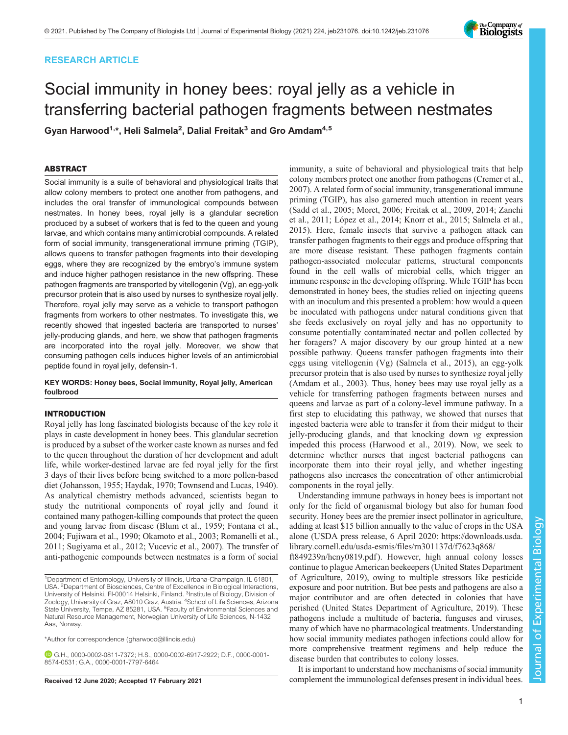RESEARCH ARTICLE

# Social immunity in honey bees: royal jelly as a vehicle in transferring bacterial pathogen fragments between nestmates

Gyan Harwood[1,*], Heli Salmela[2], Dalial Freitak[3] and Gro Amdam[4,5]

## ABSTRACT

Social immunity is a suite of behavioral and physiological traits that allow colony members to protect one another from pathogens, and includes the oral transfer of immunological compounds between nestmates. In honey bees, royal jelly is a glandular secretion produced by a subset of workers that is fed to the queen and young larvae, and which contains many antimicrobial compounds. A related form of social immunity, transgenerational immune priming (TGIP), allows queens to transfer pathogen fragments into their developing eggs, where they are recognized by the embryo's immune system and induce higher pathogen resistance in the new offspring. These pathogen fragments are transported by vitellogenin (Vg), an egg-yolk precursor protein that is also used by nurses to synthesize royal jelly. Therefore, royal jelly may serve as a vehicle to transport pathogen fragments from workers to other nestmates. To investigate this, we recently showed that ingested bacteria are transported to nurses' jelly-producing glands, and here, we show that pathogen fragments are incorporated into the royal jelly. Moreover, we show that consuming pathogen cells induces higher levels of an antimicrobial peptide found in royal jelly, defensin-1.

**KEY WORDS: Honey bees, Social immunity, Royal jelly, American foulbrood**

## INTRODUCTION

Royal jelly has long fascinated biologists because of the key role it plays in caste development in honey bees. This glandular secretion is produced by a subset of the worker caste known as nurses and fed to the queen throughout the duration of her development and adult life, while worker-destined larvae are fed royal jelly for the first 3 days of their lives before being switched to a more pollen-based diet (Johansson, 1955; Haydak, 1970; Townsend and Lucas, 1940). As analytical chemistry methods advanced, scientists began to study the nutritional components of royal jelly and found it contained many pathogen-killing compounds that protect the queen and young larvae from disease (Blum et al., 1959; Fontana et al., 2004; Fujiwara et al., 1990; Okamoto et al., 2003; Romanelli et al., 2011; Sugiyama et al., 2012; Vucevic et al., 2007). The transfer of anti-pathogenic compounds between nestmates is a form of social immunity, a suite of behavioral and physiological traits that help colony members protect one another from pathogens (Cremer et al., 2007). A related form of social immunity, transgenerational immune priming (TGIP), has also garnered much attention in recent years (Sadd et al., 2005; Moret, 2006; Freitak et al., 2009, 2014; Zanchi et al., 2011; López et al., 2014; Knorr et al., 2015; Salmela et al., 2015). Here, female insects that survive a pathogen attack can transfer pathogen fragments to their eggs and produce offspring that are more disease resistant. These pathogen fragments contain pathogen-associated molecular patterns, structural components found in the cell walls of microbial cells, which trigger an immune response in the developing offspring. While TGIP has been demonstrated in honey bees, the studies relied on injecting queens with an inoculum and this presented a problem: how would a queen be inoculated with pathogens under natural conditions given that she feeds exclusively on royal jelly and has no opportunity to consume potentially contaminated nectar and pollen collected by her foragers? A major discovery by our group hinted at a new possible pathway. Queens transfer pathogen fragments into their eggs using vitellogenin (Vg) (Salmela et al., 2015), an egg-yolk precursor protein that is also used by nurses to synthesize royal jelly (Amdam et al., 2003). Thus, honey bees may use royal jelly as a vehicle for transferring pathogen fragments between nurses and queens and larvae as part of a colony-level immune pathway. In a first step to elucidating this pathway, we showed that nurses that ingested bacteria were able to transfer it from their midgut to their jelly-producing glands, and that knocking down *vg* expression impeded this process (Harwood et al., 2019). Now, we seek to determine whether nurses that ingest bacterial pathogens can incorporate them into their royal jelly, and whether ingesting pathogens also increases the concentration of other antimicrobial components in the royal jelly.

Understanding immune pathways in honey bees is important not only for the field of organismal biology but also for human food security. Honey bees are the premier insect pollinator in agriculture, adding at least $15 billion annually to the value of crops in the USA alone (USDA press release, 6 April 2020: https://downloads.usda.library.cornell.edu/usda-esmis/files/rn301137d/f7623q868/ft849239n/hcny0819.pdf). However, high annual colony losses continue to plague American beekeepers (United States Department of Agriculture, 2019), owing to multiple stressors like pesticide exposure and poor nutrition. But bee pests and pathogens are also a major contributor and are often detected in colonies that have perished (United States Department of Agriculture, 2019). These pathogens include a multitude of bacteria, funguses and viruses, many of which have no pharmacological treatments. Understanding how social immunity mediates pathogen infections could allow for more comprehensive treatment regimens and help reduce the disease burden that contributes to colony losses.

It is important to understand how mechanisms of social immunity complement the immunological defenses present in individual bees.

[1]Department of Entomology, University of Illinois, Urbana-Champaign, IL 61801, USA. [2]Department of Biosciences, Centre of Excellence in Biological Interactions, University of Helsinki, FI-00014 Helsinki, Finland. [3]Institute of Biology, Division of Zoology, University of Graz, A8010 Graz, Austria. [4]School of Life Sciences, Arizona State University, Tempe, AZ 85281, USA. [5]Faculty of Environmental Sciences and Natural Resource Management, Norwegian University of Life Sciences, N-1432 Aas, Norway.

*Author for correspondence (gharwood@illinois.edu)

G.H., 0000-0002-0811-7372; H.S., 0000-0002-6917-2922; D.F., 0000-0001-8574-0531; G.A., 0000-0001-7797-6464

**Received 12 June 2020; Accepted 17 February 2021**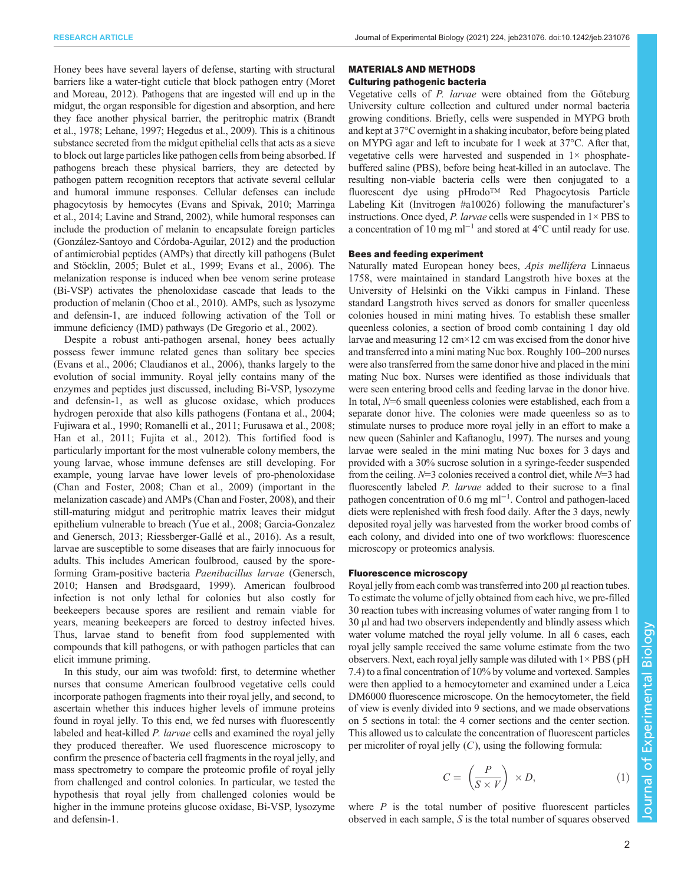Honey bees have several layers of defense, starting with structural barriers like a water-tight cuticle that block pathogen entry (Moret and Moreau, 2012). Pathogens that are ingested will end up in the midgut, the organ responsible for digestion and absorption, and here they face another physical barrier, the peritrophic matrix (Brandt et al., 1978; Lehane, 1997; Hegedus et al., 2009). This is a chitinous substance secreted from the midgut epithelial cells that acts as a sieve to block out large particles like pathogen cells from being absorbed. If pathogens breach these physical barriers, they are detected by pathogen pattern recognition receptors that activate several cellular and humoral immune responses. Cellular defenses can include phagocytosis by hemocytes (Evans and Spivak, 2010; Marringa et al., 2014; Lavine and Strand, 2002), while humoral responses can include the production of melanin to encapsulate foreign particles (González-Santoyo and Córdoba-Aguilar, 2012) and the production of antimicrobial peptides (AMPs) that directly kill pathogens (Bulet and Stöcklin, 2005; Bulet et al., 1999; Evans et al., 2006). The melanization response is induced when bee venom serine protease (Bi-VSP) activates the phenoloxidase cascade that leads to the production of melanin (Choo et al., 2010). AMPs, such as lysozyme and defensin-1, are induced following activation of the Toll or immune deficiency (IMD) pathways (De Gregorio et al., 2002).

Despite a robust anti-pathogen arsenal, honey bees actually possess fewer immune related genes than solitary bee species (Evans et al., 2006; Claudianos et al., 2006), thanks largely to the evolution of social immunity. Royal jelly contains many of the enzymes and peptides just discussed, including Bi-VSP, lysozyme and defensin-1, as well as glucose oxidase, which produces hydrogen peroxide that also kills pathogens (Fontana et al., 2004; Fujiwara et al., 1990; Romanelli et al., 2011; Furusawa et al., 2008; Han et al., 2011; Fujita et al., 2012). This fortified food is particularly important for the most vulnerable colony members, the young larvae, whose immune defenses are still developing. For example, young larvae have lower levels of pro-phenoloxidase (Chan and Foster, 2008; Chan et al., 2009) (important in the melanization cascade) and AMPs (Chan and Foster, 2008), and their still-maturing midgut and peritrophic matrix leaves their midgut epithelium vulnerable to breach (Yue et al., 2008; Garcia-Gonzalez and Genersch, 2013; Riessberger-Gallé et al., 2016). As a result, larvae are susceptible to some diseases that are fairly innocuous for adults. This includes American foulbrood, caused by the spore-forming Gram-positive bacteria *Paenibacillus larvae* (Genersch, 2010; Hansen and Brødsgaard, 1999). American foulbrood infection is not only lethal for colonies but also costly for beekeepers because spores are resilient and remain viable for years, meaning beekeepers are forced to destroy infected hives. Thus, larvae stand to benefit from food supplemented with compounds that kill pathogens, or with pathogen particles that can elicit immune priming.

In this study, our aim was twofold: first, to determine whether nurses that consume American foulbrood vegetative cells could incorporate pathogen fragments into their royal jelly, and second, to ascertain whether this induces higher levels of immune proteins found in royal jelly. To this end, we fed nurses with fluorescently labeled and heat-killed *P. larvae* cells and examined the royal jelly they produced thereafter. We used fluorescence microscopy to confirm the presence of bacteria cell fragments in the royal jelly, and mass spectrometry to compare the proteomic profile of royal jelly from challenged and control colonies. In particular, we tested the hypothesis that royal jelly from challenged colonies would be higher in the immune proteins glucose oxidase, Bi-VSP, lysozyme and defensin-1.

## MATERIALS AND METHODS

### Culturing pathogenic bacteria

Vegetative cells of *P. larvae* were obtained from the Göteburg University culture collection and cultured under normal bacteria growing conditions. Briefly, cells were suspended in MYPG broth and kept at 37°C overnight in a shaking incubator, before being plated on MYPG agar and left to incubate for 1 week at 37°C. After that, vegetative cells were harvested and suspended in 1× phosphate-buffered saline (PBS), before being heat-killed in an autoclave. The resulting non-viable bacteria cells were then conjugated to a fluorescent dye using pHrodo™ Red Phagocytosis Particle Labeling Kit (Invitrogen #a10026) following the manufacturer's instructions. Once dyed, *P. larvae* cells were suspended in 1× PBS to a concentration of 10 mg ml$^{-1}$ and stored at 4°C until ready for use.

### Bees and feeding experiment

Naturally mated European honey bees, *Apis mellifera* Linnaeus 1758, were maintained in standard Langstroth hive boxes at the University of Helsinki on the Vikki campus in Finland. These standard Langstroth hives served as donors for smaller queenless colonies housed in mini mating hives. To establish these smaller queenless colonies, a section of brood comb containing 1 day old larvae and measuring 12 cm×12 cm was excised from the donor hive and transferred into a mini mating Nuc box. Roughly 100–200 nurses were also transferred from the same donor hive and placed in the mini mating Nuc box. Nurses were identified as those individuals that were seen entering brood cells and feeding larvae in the donor hive. In total, *N*=6 small queenless colonies were established, each from a separate donor hive. The colonies were made queenless so as to stimulate nurses to produce more royal jelly in an effort to make a new queen (Sahinler and Kaftanoglu, 1997). The nurses and young larvae were sealed in the mini mating Nuc boxes for 3 days and provided with a 30% sucrose solution in a syringe-feeder suspended from the ceiling. *N*=3 colonies received a control diet, while *N*=3 had fluorescently labeled *P. larvae* added to their sucrose to a final pathogen concentration of 0.6 mg ml$^{-1}$. Control and pathogen-laced diets were replenished with fresh food daily. After the 3 days, newly deposited royal jelly was harvested from the worker brood combs of each colony, and divided into one of two workflows: fluorescence microscopy or proteomics analysis.

### Fluorescence microscopy

Royal jelly from each comb was transferred into 200 µl reaction tubes. To estimate the volume of jelly obtained from each hive, we pre-filled 30 reaction tubes with increasing volumes of water ranging from 1 to 30 µl and had two observers independently and blindly assess which water volume matched the royal jelly volume. In all 6 cases, each royal jelly sample received the same volume estimate from the two observers. Next, each royal jelly sample was diluted with 1× PBS (pH 7.4) to a final concentration of 10% by volume and vortexed. Samples were then applied to a hemocytometer and examined under a Leica DM6000 fluorescence microscope. On the hemocytometer, the field of view is evenly divided into 9 sections, and we made observations on 5 sections in total: the 4 corner sections and the center section. This allowed us to calculate the concentration of fluorescent particles per microliter of royal jelly ($C$), using the following formula:

$$C = \left(\frac{P}{S \times V}\right) \times D, \quad (1)$$

where $P$ is the total number of positive fluorescent particles observed in each sample, $S$ is the total number of squares observed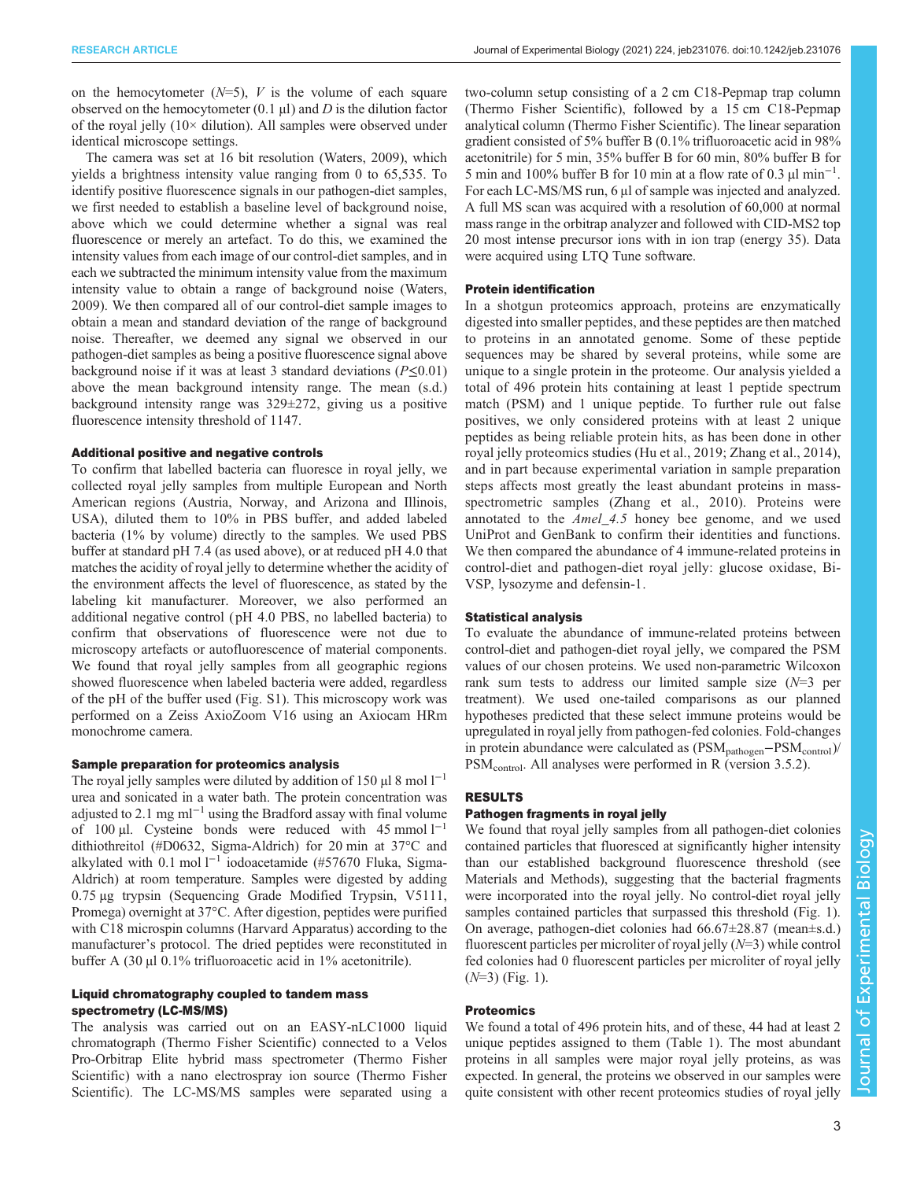on the hemocytometer ($N$=5), $V$ is the volume of each square observed on the hemocytometer (0.1 µl) and $D$ is the dilution factor of the royal jelly (10× dilution). All samples were observed under identical microscope settings.

The camera was set at 16 bit resolution (Waters, 2009), which yields a brightness intensity value ranging from 0 to 65,535. To identify positive fluorescence signals in our pathogen-diet samples, we first needed to establish a baseline level of background noise, above which we could determine whether a signal was real fluorescence or merely an artefact. To do this, we examined the intensity values from each image of our control-diet samples, and in each we subtracted the minimum intensity value from the maximum intensity value to obtain a range of background noise (Waters, 2009). We then compared all of our control-diet sample images to obtain a mean and standard deviation of the range of background noise. Thereafter, we deemed any signal we observed in our pathogen-diet samples as being a positive fluorescence signal above background noise if it was at least 3 standard deviations ($P$≤0.01) above the mean background intensity range. The mean (s.d.) background intensity range was 329±272, giving us a positive fluorescence intensity threshold of 1147.

### Additional positive and negative controls

To confirm that labelled bacteria can fluoresce in royal jelly, we collected royal jelly samples from multiple European and North American regions (Austria, Norway, and Arizona and Illinois, USA), diluted them to 10% in PBS buffer, and added labeled bacteria (1% by volume) directly to the samples. We used PBS buffer at standard pH 7.4 (as used above), or at reduced pH 4.0 that matches the acidity of royal jelly to determine whether the acidity of the environment affects the level of fluorescence, as stated by the labeling kit manufacturer. Moreover, we also performed an additional negative control (pH 4.0 PBS, no labelled bacteria) to confirm that observations of fluorescence were not due to microscopy artefacts or autofluorescence of material components. We found that royal jelly samples from all geographic regions showed fluorescence when labeled bacteria were added, regardless of the pH of the buffer used (Fig. S1). This microscopy work was performed on a Zeiss AxioZoom V16 using an Axiocam HRm monochrome camera.

### Sample preparation for proteomics analysis

The royal jelly samples were diluted by addition of 150 µl 8 mol $l^{-1}$ urea and sonicated in a water bath. The protein concentration was adjusted to 2.1 mg $ml^{-1}$ using the Bradford assay with final volume of 100 µl. Cysteine bonds were reduced with 45 mmol $l^{-1}$ dithiothreitol (#D0632, Sigma-Aldrich) for 20 min at 37°C and alkylated with 0.1 mol $l^{-1}$ iodoacetamide (#57670 Fluka, Sigma-Aldrich) at room temperature. Samples were digested by adding 0.75 µg trypsin (Sequencing Grade Modified Trypsin, V5111, Promega) overnight at 37°C. After digestion, peptides were purified with C18 microspin columns (Harvard Apparatus) according to the manufacturer's protocol. The dried peptides were reconstituted in buffer A (30 µl 0.1% trifluoroacetic acid in 1% acetonitrile).

### Liquid chromatography coupled to tandem mass spectrometry (LC-MS/MS)

The analysis was carried out on an EASY-nLC1000 liquid chromatograph (Thermo Fisher Scientific) connected to a Velos Pro-Orbitrap Elite hybrid mass spectrometer (Thermo Fisher Scientific) with a nano electrospray ion source (Thermo Fisher Scientific). The LC-MS/MS samples were separated using a two-column setup consisting of a 2 cm C18-Pepmap trap column (Thermo Fisher Scientific), followed by a 15 cm C18-Pepmap analytical column (Thermo Fisher Scientific). The linear separation gradient consisted of 5% buffer B (0.1% trifluoroacetic acid in 98% acetonitrile) for 5 min, 35% buffer B for 60 min, 80% buffer B for 5 min and 100% buffer B for 10 min at a flow rate of 0.3 µl $min^{-1}$. For each LC-MS/MS run, 6 µl of sample was injected and analyzed. A full MS scan was acquired with a resolution of 60,000 at normal mass range in the orbitrap analyzer and followed with CID-MS2 top 20 most intense precursor ions with in ion trap (energy 35). Data were acquired using LTQ Tune software.

### Protein identification

In a shotgun proteomics approach, proteins are enzymatically digested into smaller peptides, and these peptides are then matched to proteins in an annotated genome. Some of these peptide sequences may be shared by several proteins, while some are unique to a single protein in the proteome. Our analysis yielded a total of 496 protein hits containing at least 1 peptide spectrum match (PSM) and 1 unique peptide. To further rule out false positives, we only considered proteins with at least 2 unique peptides as being reliable protein hits, as has been done in other royal jelly proteomics studies (Hu et al., 2019; Zhang et al., 2014), and in part because experimental variation in sample preparation steps affects most greatly the least abundant proteins in mass-spectrometric samples (Zhang et al., 2010). Proteins were annotated to the *Amel_4.5* honey bee genome, and we used UniProt and GenBank to confirm their identities and functions. We then compared the abundance of 4 immune-related proteins in control-diet and pathogen-diet royal jelly: glucose oxidase, Bi-VSP, lysozyme and defensin-1.

### Statistical analysis

To evaluate the abundance of immune-related proteins between control-diet and pathogen-diet royal jelly, we compared the PSM values of our chosen proteins. We used non-parametric Wilcoxon rank sum tests to address our limited sample size ($N$=3 per treatment). We used one-tailed comparisons as our planned hypotheses predicted that these select immune proteins would be upregulated in royal jelly from pathogen-fed colonies. Fold-changes in protein abundance were calculated as $(PSM_{pathogen}-PSM_{control})/PSM_{control}$. All analyses were performed in R (version 3.5.2).

## RESULTS

### Pathogen fragments in royal jelly

We found that royal jelly samples from all pathogen-diet colonies contained particles that fluoresced at significantly higher intensity than our established background fluorescence threshold (see Materials and Methods), suggesting that the bacterial fragments were incorporated into the royal jelly. No control-diet royal jelly samples contained particles that surpassed this threshold (Fig. 1). On average, pathogen-diet colonies had 66.67±28.87 (mean±s.d.) fluorescent particles per microliter of royal jelly ($N$=3) while control fed colonies had 0 fluorescent particles per microliter of royal jelly ($N$=3) (Fig. 1).

### Proteomics

We found a total of 496 protein hits, and of these, 44 had at least 2 unique peptides assigned to them (Table 1). The most abundant proteins in all samples were major royal jelly proteins, as was expected. In general, the proteins we observed in our samples were quite consistent with other recent proteomics studies of royal jelly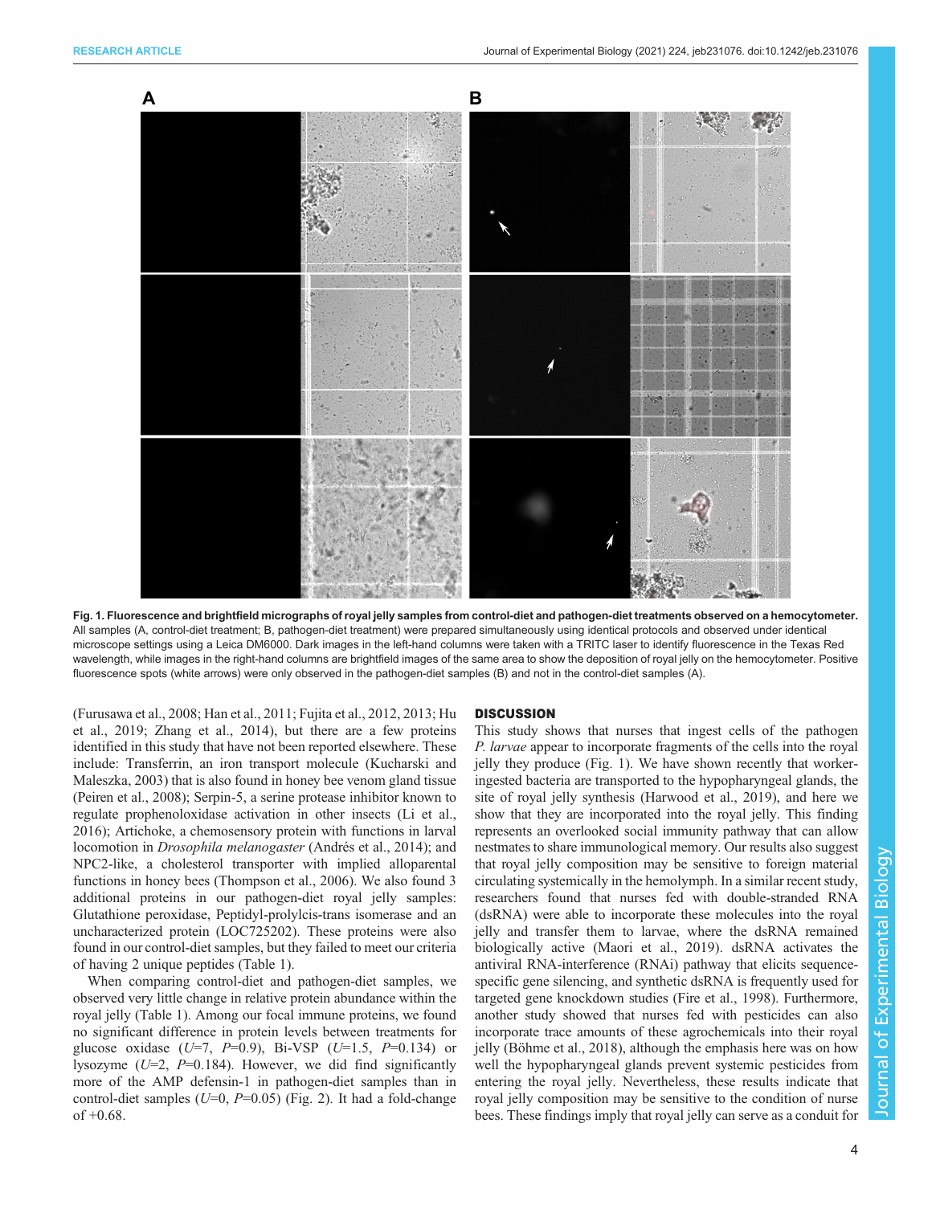**Fig. 1. Fluorescence and brightfield micrographs of royal jelly samples from control-diet and pathogen-diet treatments observed on a hemocytometer.** All samples (A, control-diet treatment; B, pathogen-diet treatment) were prepared simultaneously using identical protocols and observed under identical microscope settings using a Leica DM6000. Dark images in the left-hand columns were taken with a TRITC laser to identify fluorescence in the Texas Red wavelength, while images in the right-hand columns are brightfield images of the same area to show the deposition of royal jelly on the hemocytometer. Positive fluorescence spots (white arrows) were only observed in the pathogen-diet samples (B) and not in the control-diet samples (A).

(Furusawa et al., 2008; Han et al., 2011; Fujita et al., 2012, 2013; Hu et al., 2019; Zhang et al., 2014), but there are a few proteins identified in this study that have not been reported elsewhere. These include: Transferrin, an iron transport molecule (Kucharski and Maleszka, 2003) that is also found in honey bee venom gland tissue (Peiren et al., 2008); Serpin-5, a serine protease inhibitor known to regulate prophenoloxidase activation in other insects (Li et al., 2016); Artichoke, a chemosensory protein with functions in larval locomotion in *Drosophila melanogaster* (Andrés et al., 2014); and NPC2-like, a cholesterol transporter with implied alloparental functions in honey bees (Thompson et al., 2006). We also found 3 additional proteins in our pathogen-diet royal jelly samples: Glutathione peroxidase, Peptidyl-prolylcis-trans isomerase and an uncharacterized protein (LOC725202). These proteins were also found in our control-diet samples, but they failed to meet our criteria of having 2 unique peptides (Table 1).

When comparing control-diet and pathogen-diet samples, we observed very little change in relative protein abundance within the royal jelly (Table 1). Among our focal immune proteins, we found no significant difference in protein levels between treatments for glucose oxidase ($U$=7, $P$=0.9), Bi-VSP ($U$=1.5, $P$=0.134) or lysozyme ($U$=2, $P$=0.184). However, we did find significantly more of the AMP defensin-1 in pathogen-diet samples than in control-diet samples ($U$=0, $P$=0.05) (Fig. 2). It had a fold-change of +0.68.

## DISCUSSION

This study shows that nurses that ingest cells of the pathogen *P. larvae* appear to incorporate fragments of the cells into the royal jelly they produce (Fig. 1). We have shown recently that worker-ingested bacteria are transported to the hypopharyngeal glands, the site of royal jelly synthesis (Harwood et al., 2019), and here we show that they are incorporated into the royal jelly. This finding represents an overlooked social immunity pathway that can allow nestmates to share immunological memory. Our results also suggest that royal jelly composition may be sensitive to foreign material circulating systemically in the hemolymph. In a similar recent study, researchers found that nurses fed with double-stranded RNA (dsRNA) were able to incorporate these molecules into the royal jelly and transfer them to larvae, where the dsRNA remained biologically active (Maori et al., 2019). dsRNA activates the antiviral RNA-interference (RNAi) pathway that elicits sequence-specific gene silencing, and synthetic dsRNA is frequently used for targeted gene knockdown studies (Fire et al., 1998). Furthermore, another study showed that nurses fed with pesticides can also incorporate trace amounts of these agrochemicals into their royal jelly (Böhme et al., 2018), although the emphasis here was on how well the hypopharyngeal glands prevent systemic pesticides from entering the royal jelly. Nevertheless, these results indicate that royal jelly composition may be sensitive to the condition of nurse bees. These findings imply that royal jelly can serve as a conduit for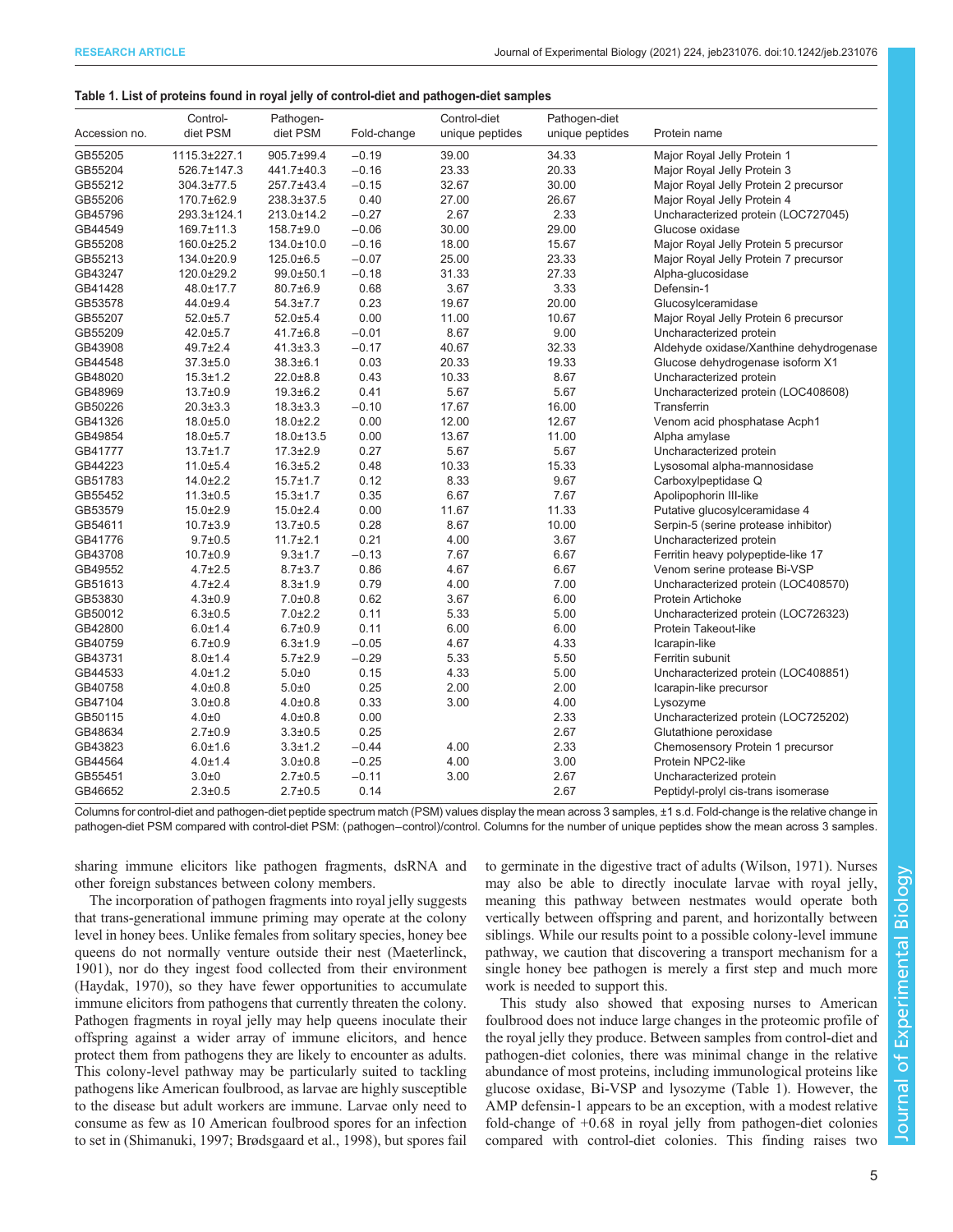**Table 1. List of proteins found in royal jelly of control-diet and pathogen-diet samples**

| Accession no. | Control-diet PSM | Pathogen-diet PSM | Fold-change | Control-diet unique peptides | Pathogen-diet unique peptides | Protein name |
|---|---|---|---|---|---|---|
| GB55205 | 1115.3±227.1 | 905.7±99.4 | −0.19 | 39.00 | 34.33 | Major Royal Jelly Protein 1 |
| GB55204 | 526.7±147.3 | 441.7±40.3 | −0.16 | 23.33 | 20.33 | Major Royal Jelly Protein 3 |
| GB55212 | 304.3±77.5 | 257.7±43.4 | −0.15 | 32.67 | 30.00 | Major Royal Jelly Protein 2 precursor |
| GB55206 | 170.7±62.9 | 238.3±37.5 | 0.40 | 27.00 | 26.67 | Major Royal Jelly Protein 4 |
| GB45796 | 293.3±124.1 | 213.0±14.2 | −0.27 | 2.67 | 2.33 | Uncharacterized protein (LOC727045) |
| GB44549 | 169.7±11.3 | 158.7±9.0 | −0.06 | 30.00 | 29.00 | Glucose oxidase |
| GB55208 | 160.0±25.2 | 134.0±10.0 | −0.16 | 18.00 | 15.67 | Major Royal Jelly Protein 5 precursor |
| GB55213 | 134.0±20.9 | 125.0±6.5 | −0.07 | 25.00 | 23.33 | Major Royal Jelly Protein 7 precursor |
| GB43247 | 120.0±29.2 | 99.0±50.1 | −0.18 | 31.33 | 27.33 | Alpha-glucosidase |
| GB41428 | 48.0±17.7 | 80.7±6.9 | 0.68 | 3.67 | 3.33 | Defensin-1 |
| GB53578 | 44.0±9.4 | 54.3±7.7 | 0.23 | 19.67 | 20.00 | Glucosylceramidase |
| GB55207 | 52.0±5.7 | 52.0±5.4 | 0.00 | 11.00 | 10.67 | Major Royal Jelly Protein 6 precursor |
| GB55209 | 42.0±5.7 | 41.7±6.8 | −0.01 | 8.67 | 9.00 | Uncharacterized protein |
| GB43908 | 49.7±2.4 | 41.3±3.3 | −0.17 | 40.67 | 32.33 | Aldehyde oxidase/Xanthine dehydrogenase |
| GB44548 | 37.3±5.0 | 38.3±6.1 | 0.03 | 20.33 | 19.33 | Glucose dehydrogenase isoform X1 |
| GB48020 | 15.3±1.2 | 22.0±8.8 | 0.43 | 10.33 | 8.67 | Uncharacterized protein |
| GB48969 | 13.7±0.9 | 19.3±6.2 | 0.41 | 5.67 | 5.67 | Uncharacterized protein (LOC408608) |
| GB50226 | 20.3±3.3 | 18.3±3.3 | −0.10 | 17.67 | 16.00 | Transferrin |
| GB41326 | 18.0±5.0 | 18.0±2.2 | 0.00 | 12.00 | 12.67 | Venom acid phosphatase Acph1 |
| GB49854 | 18.0±5.7 | 18.0±13.5 | 0.00 | 13.67 | 11.00 | Alpha amylase |
| GB41777 | 13.7±1.7 | 17.3±2.9 | 0.27 | 5.67 | 5.67 | Uncharacterized protein |
| GB44223 | 11.0±5.4 | 16.3±5.2 | 0.48 | 10.33 | 15.33 | Lysosomal alpha-mannosidase |
| GB51783 | 14.0±2.2 | 15.7±1.7 | 0.12 | 8.33 | 9.67 | Carboxylpeptidase Q |
| GB55452 | 11.3±0.5 | 15.3±1.7 | 0.35 | 6.67 | 7.67 | Apolipophorin III-like |
| GB53579 | 15.0±2.9 | 15.0±2.4 | 0.00 | 11.67 | 11.33 | Putative glucosylceramidase 4 |
| GB54611 | 10.7±3.9 | 13.7±0.5 | 0.28 | 8.67 | 10.00 | Serpin-5 (serine protease inhibitor) |
| GB41776 | 9.7±0.5 | 11.7±2.1 | 0.21 | 4.00 | 3.67 | Uncharacterized protein |
| GB43708 | 10.7±0.9 | 9.3±1.7 | −0.13 | 7.67 | 6.67 | Ferritin heavy polypeptide-like 17 |
| GB49552 | 4.7±2.5 | 8.7±3.7 | 0.86 | 4.67 | 6.67 | Venom serine protease Bi-VSP |
| GB51613 | 4.7±2.4 | 8.3±1.9 | 0.79 | 4.00 | 7.00 | Uncharacterized protein (LOC408570) |
| GB53830 | 4.3±0.9 | 7.0±0.8 | 0.62 | 3.67 | 6.00 | Protein Artichoke |
| GB50012 | 6.3±0.5 | 7.0±2.2 | 0.11 | 5.33 | 5.00 | Uncharacterized protein (LOC726323) |
| GB42800 | 6.0±1.4 | 6.7±0.9 | 0.11 | 6.00 | 6.00 | Protein Takeout-like |
| GB40759 | 6.7±0.9 | 6.3±1.9 | −0.05 | 4.67 | 4.33 | Icarapin-like |
| GB43731 | 8.0±1.4 | 5.7±2.9 | −0.29 | 5.33 | 5.50 | Ferritin subunit |
| GB44533 | 4.0±1.2 | 5.0±0 | 0.15 | 4.33 | 5.00 | Uncharacterized protein (LOC408851) |
| GB40758 | 4.0±0.8 | 5.0±0 | 0.25 | 2.00 | 2.00 | Icarapin-like precursor |
| GB47104 | 3.0±0.8 | 4.0±0.8 | 0.33 | 3.00 | 4.00 | Lysozyme |
| GB50115 | 4.0±0 | 4.0±0.8 | 0.00 | | 2.33 | Uncharacterized protein (LOC725202) |
| GB48634 | 2.7±0.9 | 3.3±0.5 | 0.25 | | 2.67 | Glutathione peroxidase |
| GB43823 | 6.0±1.6 | 3.3±1.2 | −0.44 | 4.00 | 2.33 | Chemosensory Protein 1 precursor |
| GB44564 | 4.0±1.4 | 3.0±0.8 | −0.25 | 4.00 | 3.00 | Protein NPC2-like |
| GB55451 | 3.0±0 | 2.7±0.5 | −0.11 | 3.00 | 2.67 | Uncharacterized protein |
| GB46652 | 2.3±0.5 | 2.7±0.5 | 0.14 | | 2.67 | Peptidyl-prolyl cis-trans isomerase |

Columns for control-diet and pathogen-diet peptide spectrum match (PSM) values display the mean across 3 samples, ±1 s.d. Fold-change is the relative change in pathogen-diet PSM compared with control-diet PSM: (pathogen−control)/control. Columns for the number of unique peptides show the mean across 3 samples.

sharing immune elicitors like pathogen fragments, dsRNA and other foreign substances between colony members.

The incorporation of pathogen fragments into royal jelly suggests that trans-generational immune priming may operate at the colony level in honey bees. Unlike females from solitary species, honey bee queens do not normally venture outside their nest (Maeterlinck, 1901), nor do they ingest food collected from their environment (Haydak, 1970), so they have fewer opportunities to accumulate immune elicitors from pathogens that currently threaten the colony. Pathogen fragments in royal jelly may help queens inoculate their offspring against a wider array of immune elicitors, and hence protect them from pathogens they are likely to encounter as adults. This colony-level pathway may be particularly suited to tackling pathogens like American foulbrood, as larvae are highly susceptible to the disease but adult workers are immune. Larvae only need to consume as few as 10 American foulbrood spores for an infection to set in (Shimanuki, 1997; Brødsgaard et al., 1998), but spores fail to germinate in the digestive tract of adults (Wilson, 1971). Nurses may also be able to directly inoculate larvae with royal jelly, meaning this pathway between nestmates would operate both vertically between offspring and parent, and horizontally between siblings. While our results point to a possible colony-level immune pathway, we caution that discovering a transport mechanism for a single honey bee pathogen is merely a first step and much more work is needed to support this.

This study also showed that exposing nurses to American foulbrood does not induce large changes in the proteomic profile of the royal jelly they produce. Between samples from control-diet and pathogen-diet colonies, there was minimal change in the relative abundance of most proteins, including immunological proteins like glucose oxidase, Bi-VSP and lysozyme (Table 1). However, the AMP defensin-1 appears to be an exception, with a modest relative fold-change of +0.68 in royal jelly from pathogen-diet colonies compared with control-diet colonies. This finding raises two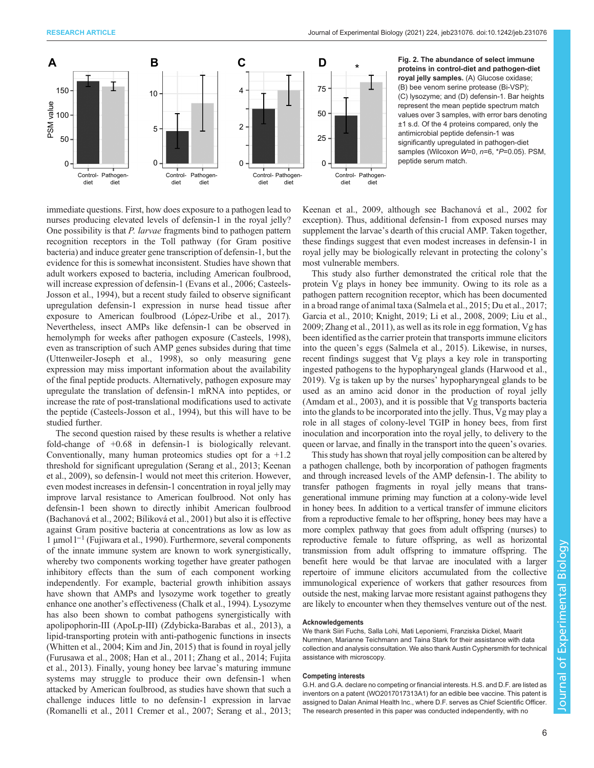**Fig. 2. The abundance of select immune proteins in control-diet and pathogen-diet royal jelly samples.** (A) Glucose oxidase; (B) bee venom serine protease (Bi-VSP); (C) lysozyme; and (D) defensin-1. Bar heights represent the mean peptide spectrum match values over 3 samples, with error bars denoting ±1 s.d. Of the 4 proteins compared, only the antimicrobial peptide defensin-1 was significantly upregulated in pathogen-diet samples (Wilcoxon $W$=0, $n$=6, \*$P$=0.05). PSM, peptide serum match.

immediate questions. First, how does exposure to a pathogen lead to nurses producing elevated levels of defensin-1 in the royal jelly? One possibility is that *P. larvae* fragments bind to pathogen pattern recognition receptors in the Toll pathway (for Gram positive bacteria) and induce greater gene transcription of defensin-1, but the evidence for this is somewhat inconsistent. Studies have shown that adult workers exposed to bacteria, including American foulbrood, will increase expression of defensin-1 (Evans et al., 2006; Casteels-Josson et al., 1994), but a recent study failed to observe significant upregulation defensin-1 expression in nurse head tissue after exposure to American foulbrood (López-Uribe et al., 2017). Nevertheless, insect AMPs like defensin-1 can be observed in hemolymph for weeks after pathogen exposure (Casteels, 1998), even as transcription of such AMP genes subsides during that time (Uttenweiler-Joseph et al., 1998), so only measuring gene expression may miss important information about the availability of the final peptide products. Alternatively, pathogen exposure may upregulate the translation of defensin-1 mRNA into peptides, or increase the rate of post-translational modifications used to activate the peptide (Casteels-Josson et al., 1994), but this will have to be studied further.

The second question raised by these results is whether a relative fold-change of +0.68 in defensin-1 is biologically relevant. Conventionally, many human proteomics studies opt for a +1.2 threshold for significant upregulation (Serang et al., 2013; Keenan et al., 2009), so defensin-1 would not meet this criterion. However, even modest increases in defensin-1 concentration in royal jelly may improve larval resistance to American foulbrood. Not only has defensin-1 been shown to directly inhibit American foulbrood (Bachanová et al., 2002; Bíliková et al., 2001) but also it is effective against Gram positive bacteria at concentrations as low as low as 1 μmol $l^{-1}$ (Fujiwara et al., 1990). Furthermore, several components of the innate immune system are known to work synergistically, whereby two components working together have greater pathogen inhibitory effects than the sum of each component working independently. For example, bacterial growth inhibition assays have shown that AMPs and lysozyme work together to greatly enhance one another's effectiveness (Chalk et al., 1994). Lysozyme has also been shown to combat pathogens synergistically with apolipophorin-III (ApoLp-III) (Zdybicka-Barabas et al., 2013), a lipid-transporting protein with anti-pathogenic functions in insects (Whitten et al., 2004; Kim and Jin, 2015) that is found in royal jelly (Furusawa et al., 2008; Han et al., 2011; Zhang et al., 2014; Fujita et al., 2013). Finally, young honey bee larvae's maturing immune systems may struggle to produce their own defensin-1 when attacked by American foulbrood, as studies have shown that such a challenge induces little to no defensin-1 expression in larvae (Romanelli et al., 2011 Cremer et al., 2007; Serang et al., 2013; Keenan et al., 2009, although see Bachanová et al., 2002 for exception). Thus, additional defensin-1 from exposed nurses may supplement the larvae's dearth of this crucial AMP. Taken together, these findings suggest that even modest increases in defensin-1 in royal jelly may be biologically relevant in protecting the colony's most vulnerable members.

This study also further demonstrated the critical role that the protein Vg plays in honey bee immunity. Owing to its role as a pathogen pattern recognition receptor, which has been documented in a broad range of animal taxa (Salmela et al., 2015; Du et al., 2017; Garcia et al., 2010; Knight, 2019; Li et al., 2008, 2009; Liu et al., 2009; Zhang et al., 2011), as well as its role in egg formation, Vg has been identified as the carrier protein that transports immune elicitors into the queen's eggs (Salmela et al., 2015). Likewise, in nurses, recent findings suggest that Vg plays a key role in transporting ingested pathogens to the hypopharyngeal glands (Harwood et al., 2019). Vg is taken up by the nurses' hypopharyngeal glands to be used as an amino acid donor in the production of royal jelly (Amdam et al., 2003), and it is possible that Vg transports bacteria into the glands to be incorporated into the jelly. Thus, Vg may play a role in all stages of colony-level TGIP in honey bees, from first inoculation and incorporation into the royal jelly, to delivery to the queen or larvae, and finally in the transport into the queen's ovaries.

This study has shown that royal jelly composition can be altered by a pathogen challenge, both by incorporation of pathogen fragments and through increased levels of the AMP defensin-1. The ability to transfer pathogen fragments in royal jelly means that trans-generational immune priming may function at a colony-wide level in honey bees. In addition to a vertical transfer of immune elicitors from a reproductive female to her offspring, honey bees may have a more complex pathway that goes from adult offspring (nurses) to reproductive female to future offspring, as well as horizontal transmission from adult offspring to immature offspring. The benefit here would be that larvae are inoculated with a larger repertoire of immune elicitors accumulated from the collective immunological experience of workers that gather resources from outside the nest, making larvae more resistant against pathogens they are likely to encounter when they themselves venture out of the nest.

#### Acknowledgements

We thank Siiri Fuchs, Salla Lohi, Mati Leponiemi, Franziska Dickel, Maarit Nurminen, Marianne Teichmann and Taina Stark for their assistance with data collection and analysis consultation. We also thank Austin Cyphersmith for technical assistance with microscopy.

#### Competing interests

G.H. and G.A. declare no competing or financial interests. H.S. and D.F. are listed as inventors on a patent (WO2017017313A1) for an edible bee vaccine. This patent is assigned to Dalan Animal Health Inc., where D.F. serves as Chief Scientific Officer. The research presented in this paper was conducted independently, with no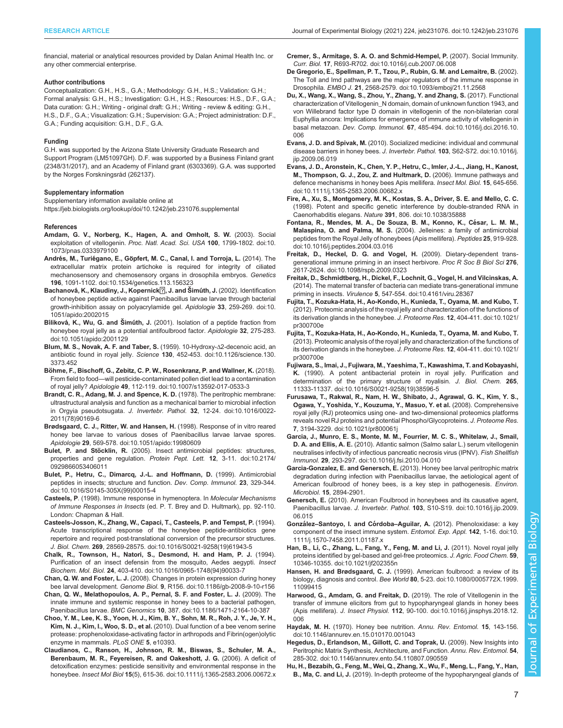financial, material or analytical resources provided by Dalan Animal Health Inc. or any other commercial enterprise.

#### Author contributions

Conceptualization: G.H., H.S., G.A.; Methodology: G.H., H.S.; Validation: G.H.; Formal analysis: G.H., H.S.; Investigation: G.H., H.S.; Resources: H.S., D.F., G.A.; Data curation: G.H.; Writing - original draft: G.H.; Writing - review & editing: G.H., H.S., D.F., G.A.; Visualization: G.H.; Supervision: G.A.; Project administration: D.F., G.A.; Funding acquisition: G.H., D.F., G.A.

#### Funding

G.H. was supported by the Arizona State University Graduate Research and Support Program (LM51097GH). D.F. was supported by a Business Finland grant (2348/31/2017), and an Academy of Finland grant (6303369). G.A. was supported by the Norges Forskningsråd (262137).

#### Supplementary information

Supplementary information available online at https://jeb.biologists.org/lookup/doi/10.1242/jeb.231076.supplemental

#### References

**Amdam, G. V., Norberg, K., Hagen, A. and Omholt, S. W.** (2003). Social exploitation of vitellogenin. *Proc. Natl. Acad. Sci. USA* **100**, 1799-1802. doi:10.1073/pnas.0333979100

**Andrés, M., Turiégano, E., Göpfert, M. C., Canal, I. and Torroja, L.** (2014). The extracellular matrix protein artichoke is required for integrity of ciliated mechanosensory and chemosensory organs in drosophila embryos. *Genetics* **196**, 1091-1102. doi:10.1534/genetics.113.156323

**Bachanová, K., Klaudiny, J., Kopernick�, J. and Šimúth, J.** (2002). Identification of honeybee peptide active against Paenibacillus larvae larvae through bacterial growth-inhibition assay on polyacrylamide gel. *Apidologie* **33**, 259-269. doi:10.1051/apido:2002015

**Bíliková, K., Wu, G. and Šimúth, J.** (2001). Isolation of a peptide fraction from honeybee royal jelly as a potential antifoulbrood factor. *Apidologie* **32**, 275-283. doi:10.1051/apido:2001129

**Blum, M. S., Novak, A. F. and Taber, S.** (1959). 10-Hydroxy-Δ2-decenoic acid, an antibiotic found in royal jelly. *Science* **130**, 452-453. doi:10.1126/science.130.3373.452

**Böhme, F., Bischoff, G., Zebitz, C. P. W., Rosenkranz, P. and Wallner, K.** (2018). From field to food—will pesticide-contaminated pollen diet lead to a contamination of royal jelly? *Apidologie* **49**, 112-119. doi:10.1007/s13592-017-0533-3

**Brandt, C. R., Adang, M. J. and Spence, K. D.** (1978). The peritrophic membrane: ultrastructural analysis and function as a mechanical barrier to microbial infection in Orgyia pseudotsugata. *J. Invertebr. Pathol.* **32**, 12-24. doi:10.1016/0022-2011(78)90169-6

**Brødsgaard, C. J., Ritter, W. and Hansen, H.** (1998). Response of in vitro reared honey bee larvae to various doses of Paenibacillus larvae larvae spores. *Apidologie* **29**, 569-578. doi:10.1051/apido:19980609

**Bulet, P. and Stöcklin, R.** (2005). Insect antimicrobial peptides: structures, properties and gene regulation. *Protein Pept. Lett.* **12**, 3-11. doi:10.2174/0929866053406011

**Bulet, P., Hetru, C., Dimarcq, J.-L. and Hoffmann, D.** (1999). Antimicrobial peptides in insects; structure and function. *Dev. Comp. Immunol.* **23**, 329-344. doi:10.1016/S0145-305X(99)00015-4

**Casteels, P.** (1998). Immune response in hymenoptera. In *Molecular Mechanisms of Immune Responses in Insects* (ed. P. T. Brey and D. Hultmark), pp. 92-110. London: Chapman & Hall.

**Casteels-Josson, K., Zhang, W., Capaci, T., Casteels, P. and Tempst, P.** (1994). Acute transcriptional response of the honeybee peptide-antibiotics gene repertoire and required post-translational conversion of the precursor structures. *J. Biol. Chem.* **269**, 28569-28575. doi:10.1016/S0021-9258(19)61943-5

**Chalk, R., Townson, H., Natori, S., Desmond, H. and Ham, P. J.** (1994). Purification of an insect defensin from the mosquito, Aedes aegypti. *Insect Biochem. Mol. Biol.* **24**, 403-410. doi:10.1016/0965-1748(94)90033-7

**Chan, Q. W. and Foster, L. J.** (2008). Changes in protein expression during honey bee larval development. *Genome Biol.* **9**, R156. doi:10.1186/gb-2008-9-10-r156

**Chan, Q. W., Melathopoulos, A. P., Pernal, S. F. and Foster, L. J.** (2009). The innate immune and systemic response in honey bees to a bacterial pathogen, Paenibacillus larvae. *BMC Genomics* **10**, 387. doi:10.1186/1471-2164-10-387

**Choo, Y. M., Lee, K. S., Yoon, H. J., Kim, B. Y., Sohn, M. R., Roh, J. Y., Je, Y. H., Kim, N. J., Kim, I., Woo, S. D., et al.** (2010). Dual function of a bee venom serine protease: prophenoloxidase-activating factor in arthropods and Fibrin(ogen)olytic enzyme in mammals. *PLoS ONE* **5**, e10393.

**Claudianos, C., Ranson, H., Johnson, R. M., Biswas, S., Schuler, M. A., Berenbaum, M. R., Feyereisen, R. and Oakeshott, J. G.** (2006). A deficit of detoxification enzymes: pesticide sensitivity and environmental response in the honeybee. *Insect Mol Biol* **15**(5), 615-36. doi:10.1111/j.1365-2583.2006.00672.x

**Cremer, S., Armitage, S. A. O. and Schmid-Hempel, P.** (2007). Social Immunity. *Curr. Biol.* **17**, R693-R702. doi:10.1016/j.cub.2007.06.008

**De Gregorio, E., Spellman, P. T., Tzou, P., Rubin, G. M. and Lemaitre, B.** (2002). The Toll and Imd pathways are the major regulators of the immune response in Drosophila. *EMBO J.* **21**, 2568-2579. doi:10.1093/emboj/21.11.2568

**Du, X., Wang, X., Wang, S., Zhou, Y., Zhang, Y. and Zhang, S.** (2017). Functional characterization of Vitellogenin_N domain, domain of unknown function 1943, and von Willebrand factor type D domain in vitellogenin of the non-bilaterian coral Euphyllia ancora: Implications for emergence of immune activity of vitellogenin in basal metazoan. *Dev. Comp. Immunol.* **67**, 485-494. doi:10.1016/j.dci.2016.10.006

**Evans, J. D. and Spivak, M.** (2010). Socialized medicine: individual and communal disease barriers in honey bees. *J. Invertebr. Pathol.* **103**, S62-S72. doi:10.1016/j.jip.2009.06.019

**Evans, J. D., Aronstein, K., Chen, Y. P., Hetru, C., Imler, J.-L., Jiang, H., Kanost, M., Thompson, G. J., Zou, Z. and Hultmark, D.** (2006). Immune pathways and defence mechanisms in honey bees Apis mellifera. *Insect Mol. Biol.* **15**, 645-656. doi:10.1111/j.1365-2583.2006.00682.x

**Fire, A., Xu, S., Montgomery, M. K., Kostas, S. A., Driver, S. E. and Mello, C. C.** (1998). Potent and specific genetic interference by double-stranded RNA in Caenorhabditis elegans. *Nature* **391**, 806. doi:10.1038/35888

**Fontana, R., Mendes, M. A., De Souza, B. M., Konno, K., César, L. M. M., Malaspina, O. and Palma, M. S.** (2004). Jelleines: a family of antimicrobial peptides from the Royal Jelly of honeybees (Apis mellifera). *Peptides* **25**, 919-928. doi:10.1016/j.peptides.2004.03.016

**Freitak, D., Heckel, D. G. and Vogel, H.** (2009). Dietary-dependent trans-generational immune priming in an insect herbivore. *Proc R Soc B Biol Sci* **276**, 2617-2624. doi:10.1098/rspb.2009.0323

**Freitak, D., Schmidtberg, H., Dickel, F., Lochnit, G., Vogel, H. and Vilcinskas, A.** (2014). The maternal transfer of bacteria can mediate trans-generational immune priming in insects. *Virulence* **5**, 547-554. doi:10.4161/viru.28367

**Fujita, T., Kozuka-Hata, H., Ao-Kondo, H., Kunieda, T., Oyama, M. and Kubo, T.** (2012). Proteomic analysis of the royal jelly and characterization of the functions of its derivation glands in the honeybee. *J. Proteome Res.* **12**, 404-411. doi:10.1021/pr300700e

**Fujita, T., Kozuka-Hata, H., Ao-Kondo, H., Kunieda, T., Oyama, M. and Kubo, T.** (2013). Proteomic analysis of the royal jelly and characterization of the functions of its derivation glands in the honeybee. *J. Proteome Res.* **12**, 404-411. doi:10.1021/pr300700e

**Fujiwara, S., Imai, J., Fujiwara, M., Yaeshima, T., Kawashima, T. and Kobayashi, K.** (1990). A potent antibacterial protein in royal jelly. Purification and determination of the primary structure of royalisin. *J. Biol. Chem.* **265**, 11333-11337. doi:10.1016/S0021-9258(19)38596-5

**Furusawa, T., Rakwal, R., Nam, H. W., Shibato, J., Agrawal, G. K., Kim, Y. S., Ogawa, Y., Yoshida, Y., Kouzuma, Y., Masuo, Y. et al.** (2008). Comprehensive royal jelly (RJ) proteomics using one- and two-dimensional proteomics platforms reveals novel RJ proteins and potential Phospho/Glycoproteins. *J. Proteome Res.* **7**, 3194-3229. doi:10.1021/pr800061j

**Garcia, J., Munro, E. S., Monte, M. M., Fourrier, M. C. S., Whitelaw, J., Smail, D. A. and Ellis, A. E.** (2010). Atlantic salmon (Salmo salar L.) serum vitellogenin neutralises infectivity of infectious pancreatic necrosis virus (IPNV). *Fish Shellfish Immunol.* **29**, 293-297. doi:10.1016/j.fsi.2010.04.010

**Garcia-Gonzalez, E. and Genersch, E.** (2013). Honey bee larval peritrophic matrix degradation during infection with Paenibacillus larvae, the aetiological agent of American foulbrood of honey bees, is a key step in pathogenesis. *Environ. Microbiol.* **15**, 2894-2901.

**Genersch, E.** (2010). American Foulbrood in honeybees and its causative agent, Paenibacillus larvae. *J. Invertebr. Pathol.* **103**, S10-S19. doi:10.1016/j.jip.2009.06.015

**González–Santoyo, I. and Córdoba–Aguilar, A.** (2012). Phenoloxidase: a key component of the insect immune system. *Entomol. Exp. Appl.* **142**, 1-16. doi:10.1111/j.1570-7458.2011.01187.x

**Han, B., Li, C., Zhang, L., Fang, Y., Feng, M. and Li, J.** (2011). Novel royal jelly proteins identified by gel-based and gel-free proteomics. *J. Agric. Food Chem.* **59**, 10346-10355. doi:10.1021/jf202355n

**Hansen, H. and Brødsgaard, C. J.** (1999). American foulbrood: a review of its biology, diagnosis and control. *Bee World* **80**, 5-23. doi:10.1080/0005772X.1999.11099415

**Harwood, G., Amdam, G. and Freitak, D.** (2019). The role of Vitellogenin in the transfer of immune elicitors from gut to hypopharyngeal glands in honey bees (Apis mellifera). *J. Insect Physiol.* **112**, 90-100. doi:10.1016/j.jinsphys.2018.12.006

**Haydak, M. H.** (1970). Honey bee nutrition. *Annu. Rev. Entomol.* **15**, 143-156. doi:10.1146/annurev.en.15.010170.001043

**Hegedus, D., Erlandson, M., Gillott, C. and Toprak, U.** (2009). New Insights into Peritrophic Matrix Synthesis, Architecture, and Function. *Annu. Rev. Entomol.* **54**, 285-302. doi:10.1146/annurev.ento.54.110807.090559

**Hu, H., Bezabih, G., Feng, M., Wei, Q., Zhang, X., Wu, F., Meng, L., Fang, Y., Han, B., Ma, C. and Li, J.** (2019). In-depth proteome of the hypopharyngeal glands of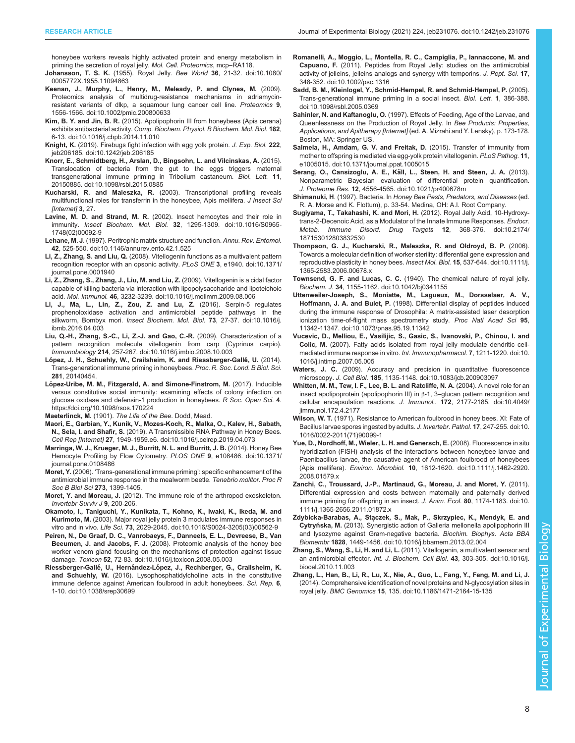honeybee workers reveals highly activated protein and energy metabolism in priming the secretion of royal jelly. *Mol. Cell. Proteomics*, mcp–RA118.

**Johansson, T. S. K.** (1955). Royal Jelly. *Bee World* **36**, 21-32. doi:10.1080/0005772X.1955.11094863

**Keenan, J., Murphy, L., Henry, M., Meleady, P. and Clynes, M.** (2009). Proteomics analysis of multidrug-resistance mechanisms in adriamycin-resistant variants of dlkp, a squamour lung cancer cell line. *Proteomics* **9**, 1556-1566. doi:10.1002/pmic.200800633

**Kim, B. Y. and Jin, B. R.** (2015). Apolipophorin III from honeybees (Apis cerana) exhibits antibacterial activity. *Comp. Biochem. Physiol. B Biochem. Mol. Biol.* **182**, 6-13. doi:10.1016/j.cbpb.2014.11.010

**Knight, K.** (2019). Firebugs fight infection with egg yolk protein. *J. Exp. Biol.* **222**, jeb206185. doi:10.1242/jeb.206185

**Knorr, E., Schmidtberg, H., Arslan, D., Bingsohn, L. and Vilcinskas, A.** (2015). Translocation of bacteria from the gut to the eggs triggers maternal transgenerational immune priming in Tribolium castaneum. *Biol. Lett.* **11**, 20150885. doi:10.1098/rsbl.2015.0885

**Kucharski, R. and Maleszka, R.** (2003). Transcriptional profiling reveals multifunctional roles for transferrin in the honeybee, Apis mellifera. *J Insect Sci [Internet]* **3**, 27.

**Lavine, M. D. and Strand, M. R.** (2002). Insect hemocytes and their role in immunity. *Insect Biochem. Mol. Biol.* **32**, 1295-1309. doi:10.1016/S0965-1748(02)00092-9

**Lehane, M. J.** (1997). Peritrophic matrix structure and function. *Annu. Rev. Entomol.* **42**, 525-550. doi:10.1146/annurev.ento.42.1.525

**Li, Z., Zhang, S. and Liu, Q.** (2008). Vitellogenin functions as a multivalent pattern recognition receptor with an opsonic activity. *PLoS ONE* **3**, e1940. doi:10.1371/journal.pone.0001940

**Li, Z., Zhang, S., Zhang, J., Liu, M. and Liu, Z.** (2009). Vitellogenin is a cidal factor capable of killing bacteria via interaction with lipopolysaccharide and lipoteichoic acid. *Mol. Immunol.* **46**, 3232-3239. doi:10.1016/j.molimm.2009.08.006

**Li, J., Ma, L., Lin, Z., Zou, Z. and Lu, Z.** (2016). Serpin-5 regulates prophenoloxidase activation and antimicrobial peptide pathways in the silkworm, Bombyx mori. *Insect Biochem. Mol. Biol.* **73**, 27-37. doi:10.1016/j.ibmb.2016.04.003

**Liu, Q.-H., Zhang, S.-C., Li, Z.-J. and Gao, C.-R.** (2009). Characterization of a pattern recognition molecule vitellogenin from carp (Cyprinus carpio). *Immunobiology* **214**, 257-267. doi:10.1016/j.imbio.2008.10.003

**López, J. H., Schuehly, W., Crailsheim, K. and Riessberger-Gallé, U.** (2014). Trans-generational immune priming in honeybees. *Proc. R. Soc. Lond. B Biol. Sci.* **281**, 20140454.

**López-Uribe, M. M., Fitzgerald, A. and Simone-Finstrom, M.** (2017). Inducible versus constitutive social immunity: examining effects of colony infection on glucose oxidase and defensin-1 production in honeybees. *R Soc. Open Sci.* **4**. https://doi.org/10.1098/rsos.170224

**Maeterlinck, M.** (1901). *The Life of the Bee*. Dodd, Mead.

**Maori, E., Garbian, Y., Kunik, V., Mozes-Koch, R., Malka, O., Kalev, H., Sabath, N., Sela, I. and Shafir, S.** (2019). A Transmissible RNA Pathway in Honey Bees. *Cell Rep [Internet]* **27**, 1949-1959.e6. doi:10.1016/j.celrep.2019.04.073

**Marringa, W. J., Krueger, M. J., Burritt, N. L. and Burritt, J. B.** (2014). Honey Bee Hemocyte Profiling by Flow Cytometry. *PLOS ONE* **9**, e108486. doi:10.1371/journal.pone.0108486

**Moret, Y.** (2006). 'Trans-generational immune priming': specific enhancement of the antimicrobial immune response in the mealworm beetle. *Tenebrio molitor. Proc R Soc B Biol Sci* **273**, 1399-1405.

**Moret, Y. and Moreau, J.** (2012). The immune role of the arthropod exoskeleton. *Invertebr Surviv J* **9**, 200-206.

**Okamoto, I., Taniguchi, Y., Kunikata, T., Kohno, K., Iwaki, K., Ikeda, M. and Kurimoto, M.** (2003). Major royal jelly protein 3 modulates immune responses in vitro and in vivo. *Life Sci.* **73**, 2029-2045. doi:10.1016/S0024-3205(03)00562-9

**Peiren, N., De Graaf, D. C., Vanrobaeys, F., Danneels, E. L., Devreese, B., Van Beeumen, J. and Jacobs, F. J.** (2008). Proteomic analysis of the honey bee worker venom gland focusing on the mechanisms of protection against tissue damage. *Toxicon* **52**, 72-83. doi:10.1016/j.toxicon.2008.05.003

**Riessberger-Gallé, U., Hernández-López, J., Rechberger, G., Crailsheim, K. and Schuehly, W.** (2016). Lysophosphatidylcholine acts in the constitutive immune defence against American foulbrood in adult honeybees. *Sci. Rep.* **6**, 1-10. doi:10.1038/srep30699

**Romanelli, A., Moggio, L., Montella, R. C., Campiglia, P., Iannaccone, M. and Capuano, F.** (2011). Peptides from Royal Jelly: studies on the antimicrobial activity of jelleins, jelleins analogs and synergy with temporins. *J. Pept. Sci.* **17**, 348-352. doi:10.1002/psc.1316

**Sadd, B. M., Kleinlogel, Y., Schmid-Hempel, R. and Schmid-Hempel, P.** (2005). Trans-generational immune priming in a social insect. *Biol. Lett.* **1**, 386-388. doi:10.1098/rsbl.2005.0369

**Sahinler, N. and Kaftanoglu, O.** (1997). Effects of Feeding, Age of the Larvae, and Queenlessness on the Production of Royal Jelly. In *Bee Products: Properties, Applications, and Apitherapy [Internet]* (ed. A. Mizrahi and Y. Lensky), p. 173-178. Boston, MA: Springer US.

**Salmela, H., Amdam, G. V. and Freitak, D.** (2015). Transfer of immunity from mother to offspring is mediated via egg-yolk protein vitellogenin. *PLoS Pathog.* **11**, e1005015. doi:10.1371/journal.ppat.1005015

**Serang, O., Cansizoglu, A. E., Käll, L., Steen, H. and Steen, J. A.** (2013). Nonparametric Bayesian evaluation of differential protein quantification. *J. Proteome Res.* **12**, 4556-4565. doi:10.1021/pr400678m

**Shimanuki, H.** (1997). Bacteria. In *Honey Bee Pests, Predators, and Diseases* (ed. R. A. Morse and K. Flottum), p. 33-54. Medina, OH: A.I. Root Company.

**Sugiyama, T., Takahashi, K. and Mori, H.** (2012). Royal Jelly Acid, 10-Hydroxy-trans-2-Decenoic Acid, as a Modulator of the Innate Immune Responses. *Endocr. Metab. Immune Disord. Drug Targets* **12**, 368-376. doi:10.2174/187153012803832530

**Thompson, G. J., Kucharski, R., Maleszka, R. and Oldroyd, B. P.** (2006). Towards a molecular definition of worker sterility: differential gene expression and reproductive plasticity in honey bees. *Insect Mol. Biol.* **15**, 537-644. doi:10.1111/j.1365-2583.2006.00678.x

**Townsend, G. F. and Lucas, C. C.** (1940). The chemical nature of royal jelly. *Biochem. J.* **34**, 1155-1162. doi:10.1042/bj0341155

**Uttenweiler-Joseph, S., Moniatte, M., Lagueux, M., Dorsselaer, A. V., Hoffmann, J. A. and Bulet, P.** (1998). Differential display of peptides induced during the immune response of Drosophila: A matrix-assisted laser desorption ionization time-of-flight mass spectrometry study. *Proc Natl Acad Sci* **95**, 11342-11347. doi:10.1073/pnas.95.19.11342

**Vucevic, D., Melliou, E., Vasilijic, S., Gasic, S., Ivanovski, P., Chinou, I. and Colic, M.** (2007). Fatty acids isolated from royal jelly modulate dendritic cell-mediated immune response in vitro. *Int. Immunopharmacol.* **7**, 1211-1220. doi:10.1016/j.intimp.2007.05.005

**Waters, J. C.** (2009). Accuracy and precision in quantitative fluorescence microscopy. *J. Cell Biol.* **185**, 1135-1148. doi:10.1083/jcb.200903097

**Whitten, M. M., Tew, I. F., Lee, B. L. and Ratcliffe, N. A.** (2004). A novel role for an insect apolipoprotein (apolipophorin III) in β-1, 3–glucan pattern recognition and cellular encapsulation reactions. *J. Immunol.*. **172**, 2177-2185. doi:10.4049/jimmunol.172.4.2177

**Wilson, W. T.** (1971). Resistance to American foulbrood in honey bees. XI: Fate of Bacillus larvae spores ingested by adults. *J. Invertebr. Pathol.* **17**, 247-255. doi:10.1016/0022-2011(71)90099-1

**Yue, D., Nordhoff, M., Wieler, L. H. and Genersch, E.** (2008). Fluorescence in situ hybridization (FISH) analysis of the interactions between honeybee larvae and Paenibacillus larvae, the causative agent of American foulbrood of honeybees (Apis mellifera). *Environ. Microbiol.* **10**, 1612-1620. doi:10.1111/j.1462-2920.2008.01579.x

**Zanchi, C., Troussard, J.-P., Martinaud, G., Moreau, J. and Moret, Y.** (2011). Differential expression and costs between maternally and paternally derived immune priming for offspring in an insect. *J. Anim. Ecol.* **80**, 1174-1183. doi:10.1111/j.1365-2656.2011.01872.x

**Zdybicka-Barabas, A., Stączek, S., Mak, P., Skrzypiec, K., Mendyk, E. and Cytryńska, M.** (2013). Synergistic action of Galleria mellonella apolipophorin III and lysozyme against Gram-negative bacteria. *Biochim. Biophys. Acta BBA Biomembr* **1828**, 1449-1456. doi:10.1016/j.bbamem.2013.02.004

**Zhang, S., Wang, S., Li, H. and Li, L.** (2011). Vitellogenin, a multivalent sensor and an antimicrobial effector. *Int. J. Biochem. Cell Biol.* **43**, 303-305. doi:10.1016/j.biocel.2010.11.003

**Zhang, L., Han, B., Li, R., Lu, X., Nie, A., Guo, L., Fang, Y., Feng, M. and Li, J.** (2014). Comprehensive identification of novel proteins and N-glycosylation sites in royal jelly. *BMC Genomics* **15**, 135. doi:10.1186/1471-2164-15-135